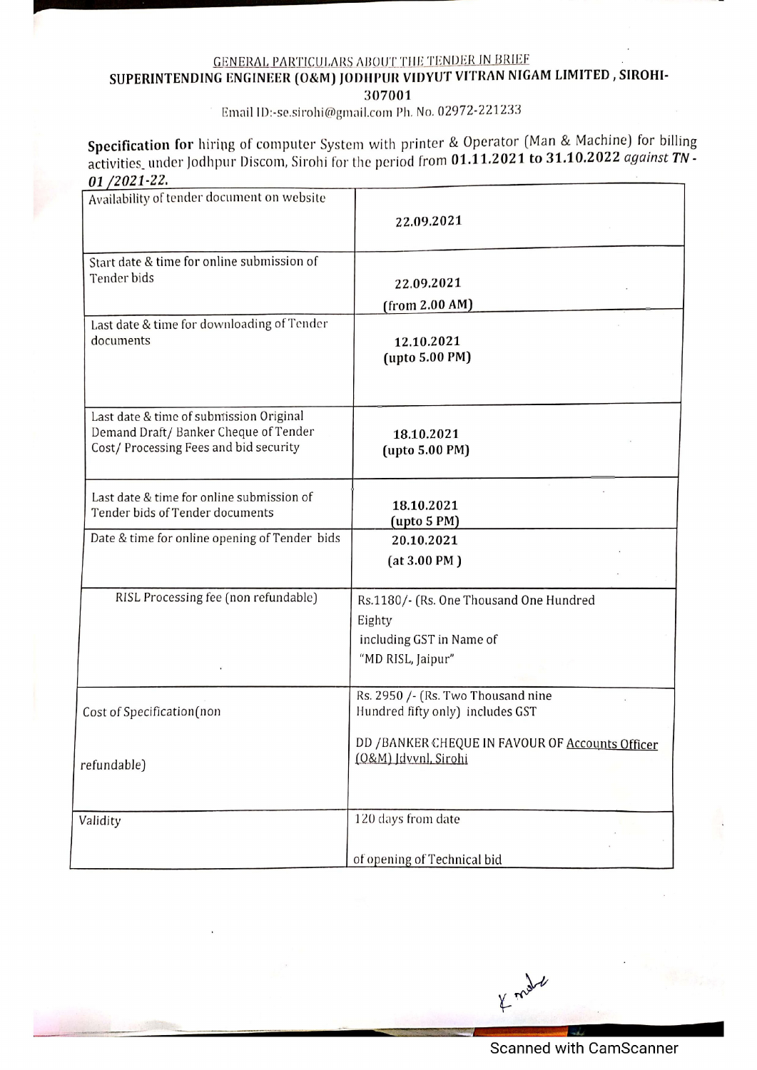GENERAL PARTICULARS ABOUT THE TENDER IN BRIEF

**SUPERINTENDING ENGINEER (O&M) JODHPUR VIDYUT VITRAN NIGAM LIMITED , SIROHI-307001**

Email ID:-se.sirohi@gmail.com Ph. No. 02972-221233

**Specification for** hiring of computer System with printer & Operator (Man & Machine) for billing activities under Jodhpur Discom, Sirohi for the period from **01.11.2021 to 31.10.2022** *against* ***TN - 01 /2021-22.***

| | |
|---|---|
| Availability of tender document on website | **22.09.2021** |
| Start date & time for online submission of Tender bids | **22.09.2021 (from 2.00 AM)** |
| Last date & time for downloading of Tender documents | **12.10.2021 (upto 5.00 PM)** |
| Last date & time of submission Original Demand Draft/ Banker Cheque of Tender Cost/ Processing Fees and bid security | **18.10.2021 (upto 5.00 PM)** |
| Last date & time for online submission of Tender bids of Tender documents | **18.10.2021 (upto 5 PM)** |
| Date & time for online opening of Tender bids | **20.10.2021 (at 3.00 PM )** |
| RISL Processing fee (non refundable) | Rs.1180/- (Rs. One Thousand One Hundred Eighty including GST in Name of "MD RISL, Jaipur" |
| Cost of Specification(non refundable) | Rs. 2950 /- (Rs. Two Thousand nine Hundred fifty only) includes GST<br><br>DD /BANKER CHEQUE IN FAVOUR OF Accounts Officer (O&M) Jdvvnl, Sirohi |
| Validity | 120 days from date of opening of Technical bid |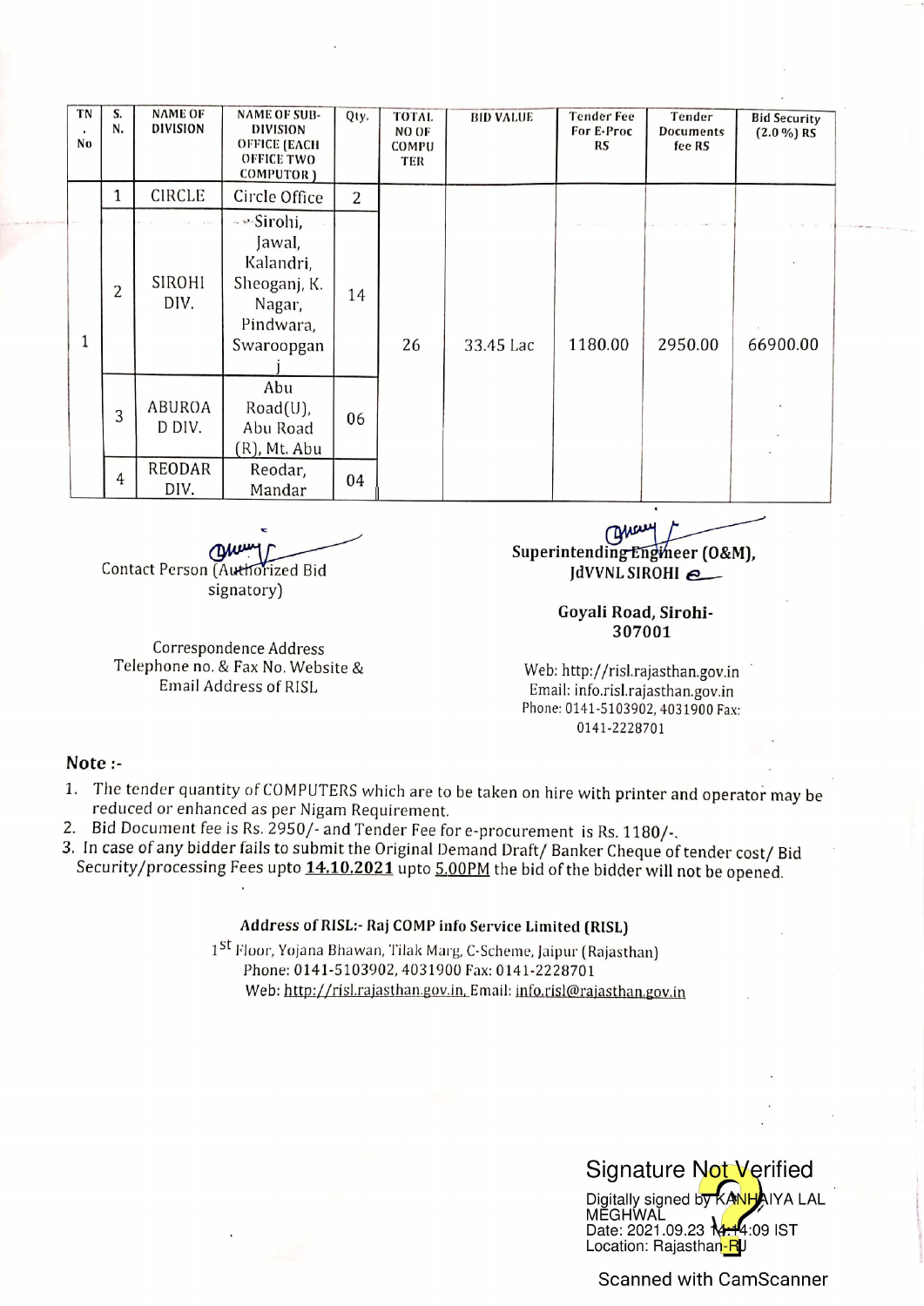| TN . No | S. N. | NAME OF DIVISION | NAME OF SUB-DIVISION OFFICE (EACH OFFICE TWO COMPUTOR ) | Qty. | TOTAL NO OF COMPUTER | BID VALUE | Tender Fee For E-Proc RS | Tender Documents fee RS | Bid Security (2.0 %) RS |
|---|---|---|---|---|---|---|---|---|---|
| 1 | 1 | CIRCLE | Circle Office | 2 | 26 | 33.45 Lac | 1180.00 | 2950.00 | 66900.00 |
| | 2 | SIROHI DIV. | Sirohi, Jawal, Kalandri, Sheoganj, K. Nagar, Pindwara, Swaroopganj | 14 | | | | | |
| | 3 | ABUROAD DIV. | Abu Road(U), Abu Road (R), Mt. Abu | 06 | | | | | |
| | 4 | REODAR DIV. | Reodar, Mandar | 04 | | | | | |

Contact Person (Authorized Bid signatory)

Superintending Engineer (O&M),
JdVVNL SIROHI

Goyali Road, Sirohi-307001

Correspondence Address Telephone no. & Fax No. Website & Email Address of RISL

Web: http://risl.rajasthan.gov.in
Email: info.risl.rajasthan.gov.in
Phone: 0141-5103902, 4031900 Fax: 0141-2228701

**Note :-**

1. The tender quantity of COMPUTERS which are to be taken on hire with printer and operator may be reduced or enhanced as per Nigam Requirement.
2. Bid Document fee is Rs. 2950/- and Tender Fee for e-procurement is Rs. 1180/-.
3. In case of any bidder fails to submit the Original Demand Draft/ Banker Cheque of tender cost/ Bid Security/processing Fees upto **14.10.2021** upto 5.00PM the bid of the bidder will not be opened.

**Address of RISL:- Raj COMP info Service Limited (RISL)**

1st Floor, Yojana Bhawan, Tilak Marg, C-Scheme, Jaipur (Rajasthan)
Phone: 0141-5103902, 4031900 Fax: 0141-2228701
Web: http://risl.rajasthan.gov.in, Email: info.risl@rajasthan.gov.in

Signature Not Verified
Digitally signed by KANHAIYA LAL MEGHWAL
Date: 2021.09.23 14:44:09 IST
Location: Rajasthan-RJ